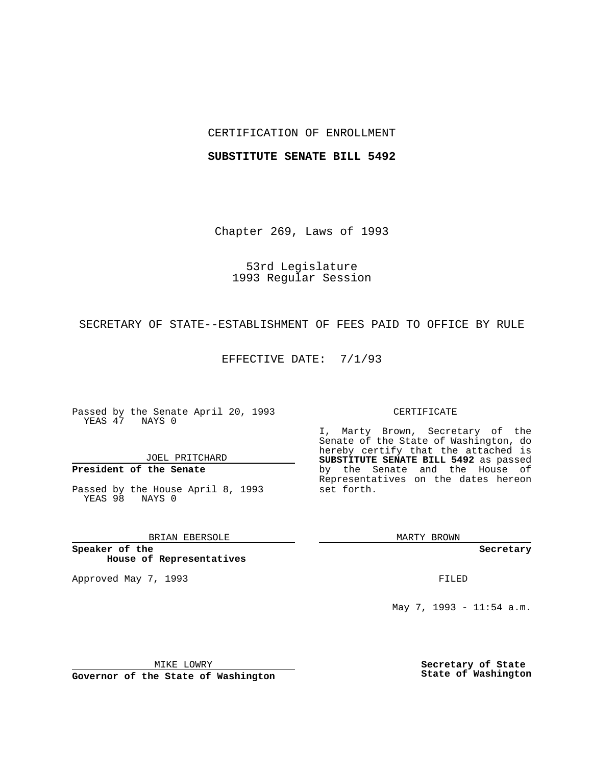CERTIFICATION OF ENROLLMENT

**SUBSTITUTE SENATE BILL 5492**

Chapter 269, Laws of 1993

53rd Legislature
1993 Regular Session

SECRETARY OF STATE--ESTABLISHMENT OF FEES PAID TO OFFICE BY RULE

EFFECTIVE DATE: 7/1/93

Passed by the Senate April 20, 1993
YEAS 47 NAYS 0

JOEL PRITCHARD

**President of the Senate**

Passed by the House April 8, 1993
YEAS 98 NAYS 0

BRIAN EBERSOLE

**Speaker of the House of Representatives**

Approved May 7, 1993

MIKE LOWRY

**Governor of the State of Washington**

CERTIFICATE

I, Marty Brown, Secretary of the Senate of the State of Washington, do hereby certify that the attached is **SUBSTITUTE SENATE BILL 5492** as passed by the Senate and the House of Representatives on the dates hereon set forth.

MARTY BROWN

**Secretary**

FILED

May 7, 1993 - 11:54 a.m.

**Secretary of State**
**State of Washington**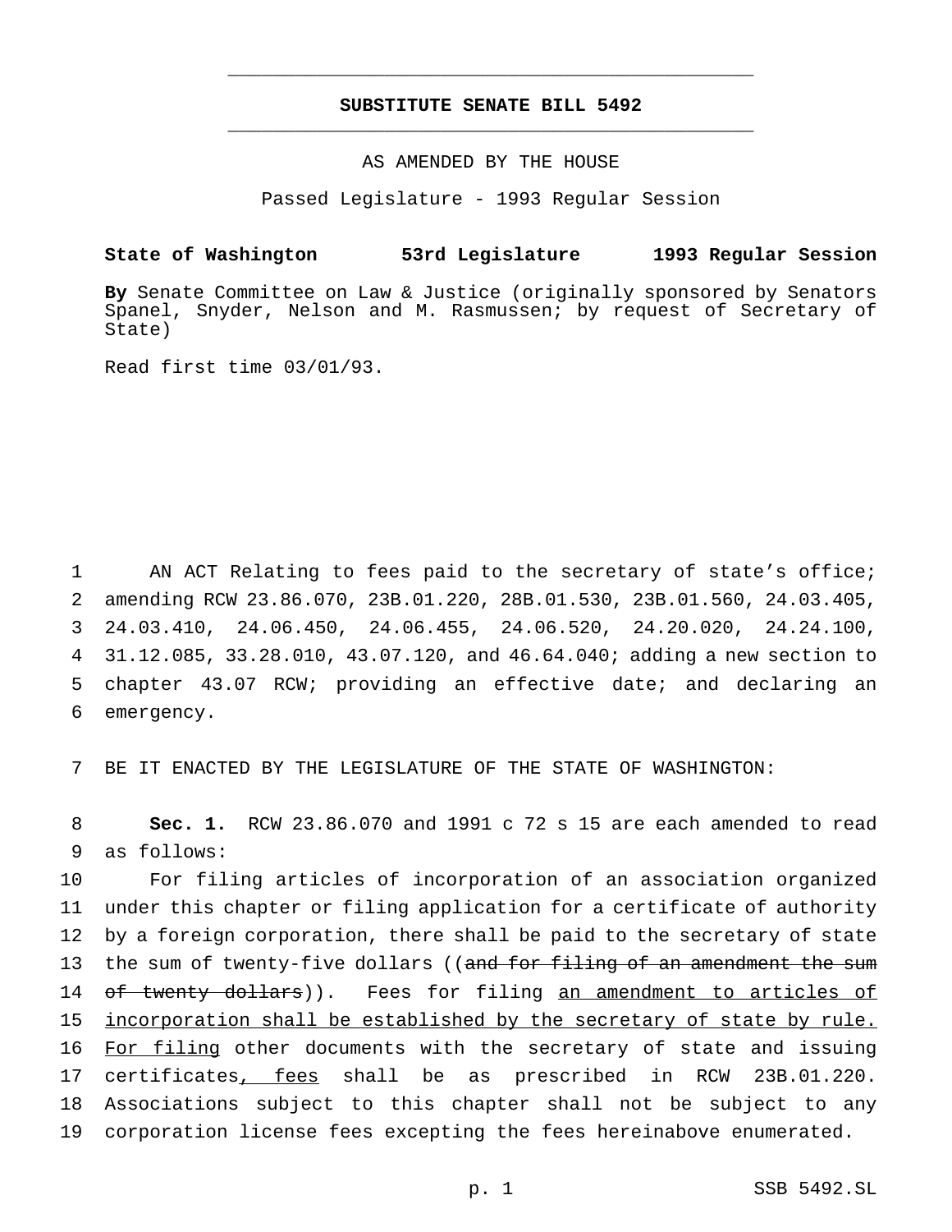# SUBSTITUTE SENATE BILL 5492

AS AMENDED BY THE HOUSE

Passed Legislature - 1993 Regular Session

**State of Washington 53rd Legislature 1993 Regular Session**

**By** Senate Committee on Law & Justice (originally sponsored by Senators Spanel, Snyder, Nelson and M. Rasmussen; by request of Secretary of State)

Read first time 03/01/93.

1 AN ACT Relating to fees paid to the secretary of state's office;
2 amending RCW 23.86.070, 23B.01.220, 28B.01.530, 23B.01.560, 24.03.405,
3 24.03.410, 24.06.450, 24.06.455, 24.06.520, 24.20.020, 24.24.100,
4 31.12.085, 33.28.010, 43.07.120, and 46.64.040; adding a new section to
5 chapter 43.07 RCW; providing an effective date; and declaring an
6 emergency.

7 BE IT ENACTED BY THE LEGISLATURE OF THE STATE OF WASHINGTON:

8 **Sec. 1.** RCW 23.86.070 and 1991 c 72 s 15 are each amended to read
9 as follows:
10 For filing articles of incorporation of an association organized
11 under this chapter or filing application for a certificate of authority
12 by a foreign corporation, there shall be paid to the secretary of state
13 the sum of twenty-five dollars ((~~and for filing of an amendment the sum~~
14 ~~of twenty dollars~~)). Fees for filing <u>an amendment to articles of</u>
15 <u>incorporation shall be established by the secretary of state by rule.</u>
16 <u>For filing</u> other documents with the secretary of state and issuing
17 certificates<u>, fees</u> shall be as prescribed in RCW 23B.01.220.
18 Associations subject to this chapter shall not be subject to any
19 corporation license fees excepting the fees hereinabove enumerated.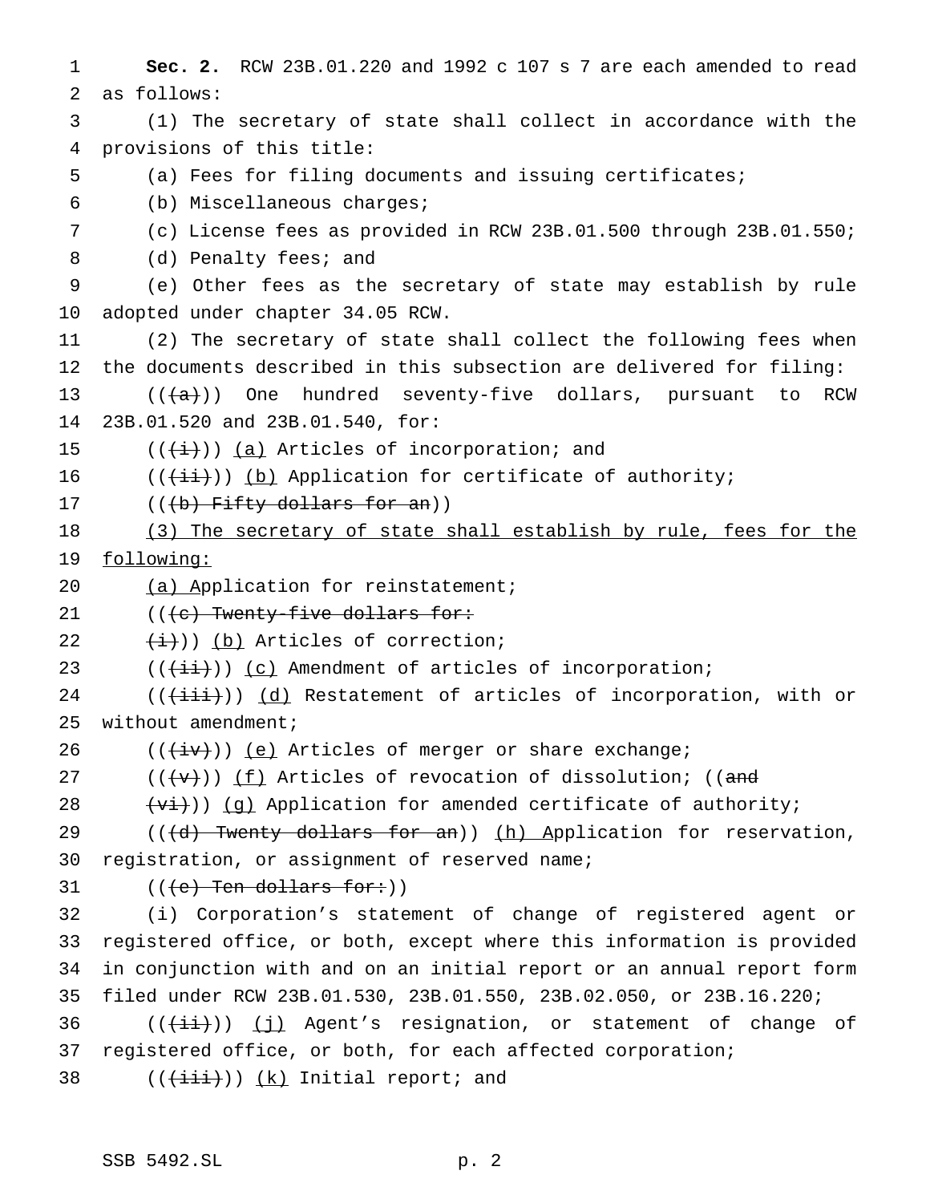**Sec. 2.** RCW 23B.01.220 and 1992 c 107 s 7 are each amended to read as follows:

(1) The secretary of state shall collect in accordance with the provisions of this title:

(a) Fees for filing documents and issuing certificates;

(b) Miscellaneous charges;

(c) License fees as provided in RCW 23B.01.500 through 23B.01.550;

(d) Penalty fees; and

(e) Other fees as the secretary of state may establish by rule adopted under chapter 34.05 RCW.

(2) The secretary of state shall collect the following fees when the documents described in this subsection are delivered for filing:

((~~(a)~~)) One hundred seventy-five dollars, pursuant to RCW 23B.01.520 and 23B.01.540, for:

((~~(i)~~)) <u>(a)</u> Articles of incorporation; and

((~~(ii)~~)) <u>(b)</u> Application for certificate of authority;

((~~(b) Fifty dollars for an~~))

<u>(3) The secretary of state shall establish by rule, fees for the following:</u>

<u>(a) A</u>pplication for reinstatement;

((~~(c) Twenty-five dollars for:~~

~~(i)~~)) <u>(b)</u> Articles of correction;

((~~(ii)~~)) <u>(c)</u> Amendment of articles of incorporation;

((~~(iii)~~)) <u>(d)</u> Restatement of articles of incorporation, with or without amendment;

((~~(iv)~~)) <u>(e)</u> Articles of merger or share exchange;

((~~(v)~~)) <u>(f)</u> Articles of revocation of dissolution; ((~~and~~

~~(vi)~~)) <u>(g)</u> Application for amended certificate of authority;

((~~(d) Twenty dollars for an~~)) <u>(h) A</u>pplication for reservation, registration, or assignment of reserved name;

((~~(e) Ten dollars for:~~))

(i) Corporation's statement of change of registered agent or registered office, or both, except where this information is provided in conjunction with and on an initial report or an annual report form filed under RCW 23B.01.530, 23B.01.550, 23B.02.050, or 23B.16.220;

((~~(ii)~~)) <u>(j)</u> Agent's resignation, or statement of change of registered office, or both, for each affected corporation;

((~~(iii)~~)) <u>(k)</u> Initial report; and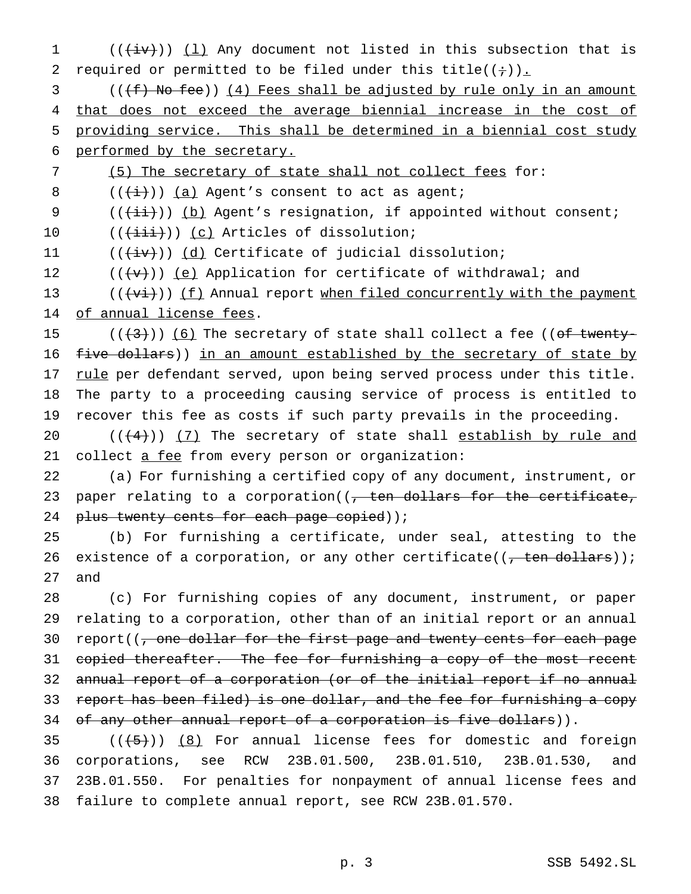((~~(iv)~~)) <u>(l)</u> Any document not listed in this subsection that is required or permitted to be filed under this title((~~;~~))<u>.</u>

((~~(f) No fee~~)) <u>(4) Fees shall be adjusted by rule only in an amount that does not exceed the average biennial increase in the cost of providing service. This shall be determined in a biennial cost study performed by the secretary.</u>

<u>(5) The secretary of state shall not collect fees</u> for:

((~~(i)~~)) <u>(a)</u> Agent's consent to act as agent;

((~~(ii)~~)) <u>(b)</u> Agent's resignation, if appointed without consent;

((~~(iii)~~)) <u>(c)</u> Articles of dissolution;

((~~(iv)~~)) <u>(d)</u> Certificate of judicial dissolution;

((~~(v)~~)) <u>(e)</u> Application for certificate of withdrawal; and

((~~(vi)~~)) <u>(f)</u> Annual report <u>when filed concurrently with the payment of annual license fees</u>.

((~~(3)~~)) <u>(6)</u> The secretary of state shall collect a fee ((~~of twenty-five dollars~~)) <u>in an amount established by the secretary of state by rule</u> per defendant served, upon being served process under this title. The party to a proceeding causing service of process is entitled to recover this fee as costs if such party prevails in the proceeding.

((~~(4)~~)) <u>(7)</u> The secretary of state shall <u>establish by rule and</u> collect <u>a fee</u> from every person or organization:

(a) For furnishing a certified copy of any document, instrument, or paper relating to a corporation((~~, ten dollars for the certificate, plus twenty cents for each page copied~~));

(b) For furnishing a certificate, under seal, attesting to the existence of a corporation, or any other certificate((~~, ten dollars~~)); and

(c) For furnishing copies of any document, instrument, or paper relating to a corporation, other than of an initial report or an annual report((~~, one dollar for the first page and twenty cents for each page copied thereafter. The fee for furnishing a copy of the most recent annual report of a corporation (or of the initial report if no annual report has been filed) is one dollar, and the fee for furnishing a copy of any other annual report of a corporation is five dollars~~)).

((~~(5)~~)) <u>(8)</u> For annual license fees for domestic and foreign corporations, see RCW 23B.01.500, 23B.01.510, 23B.01.530, and 23B.01.550. For penalties for nonpayment of annual license fees and failure to complete annual report, see RCW 23B.01.570.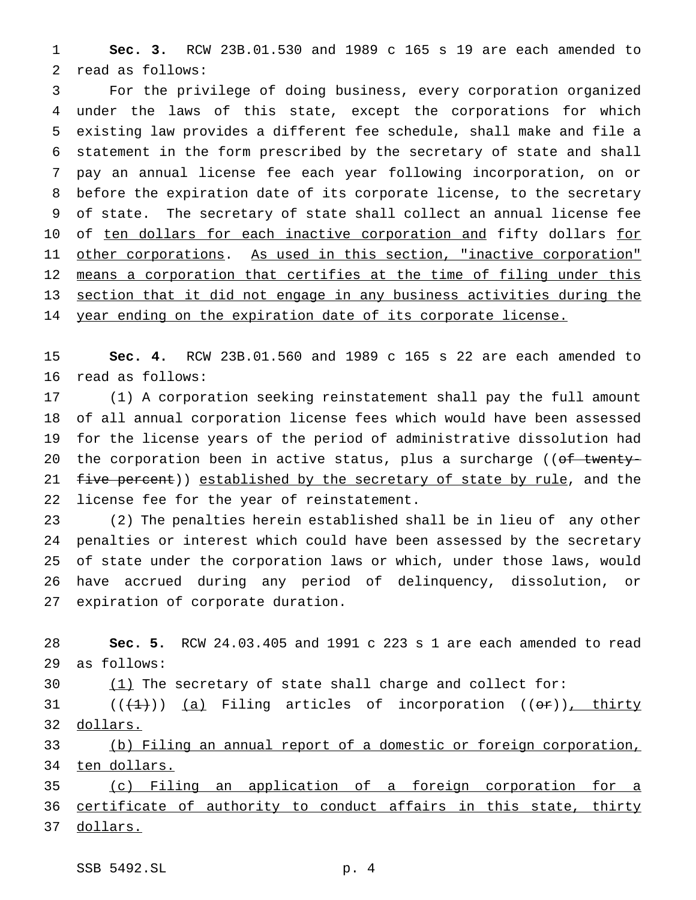**Sec. 3.** RCW 23B.01.530 and 1989 c 165 s 19 are each amended to read as follows:

For the privilege of doing business, every corporation organized under the laws of this state, except the corporations for which existing law provides a different fee schedule, shall make and file a statement in the form prescribed by the secretary of state and shall pay an annual license fee each year following incorporation, on or before the expiration date of its corporate license, to the secretary of state. The secretary of state shall collect an annual license fee of ten dollars for each inactive corporation and fifty dollars for other corporations. As used in this section, "inactive corporation" means a corporation that certifies at the time of filing under this section that it did not engage in any business activities during the year ending on the expiration date of its corporate license.

**Sec. 4.** RCW 23B.01.560 and 1989 c 165 s 22 are each amended to read as follows:

(1) A corporation seeking reinstatement shall pay the full amount of all annual corporation license fees which would have been assessed for the license years of the period of administrative dissolution had the corporation been in active status, plus a surcharge ((~~of twenty-five percent~~)) established by the secretary of state by rule, and the license fee for the year of reinstatement.

(2) The penalties herein established shall be in lieu of any other penalties or interest which could have been assessed by the secretary of state under the corporation laws or which, under those laws, would have accrued during any period of delinquency, dissolution, or expiration of corporate duration.

**Sec. 5.** RCW 24.03.405 and 1991 c 223 s 1 are each amended to read as follows:

(1) The secretary of state shall charge and collect for:

((~~(1)~~)) (a) Filing articles of incorporation ((~~or~~)), thirty dollars.

(b) Filing an annual report of a domestic or foreign corporation, ten dollars.

(c) Filing an application of a foreign corporation for a certificate of authority to conduct affairs in this state, thirty dollars.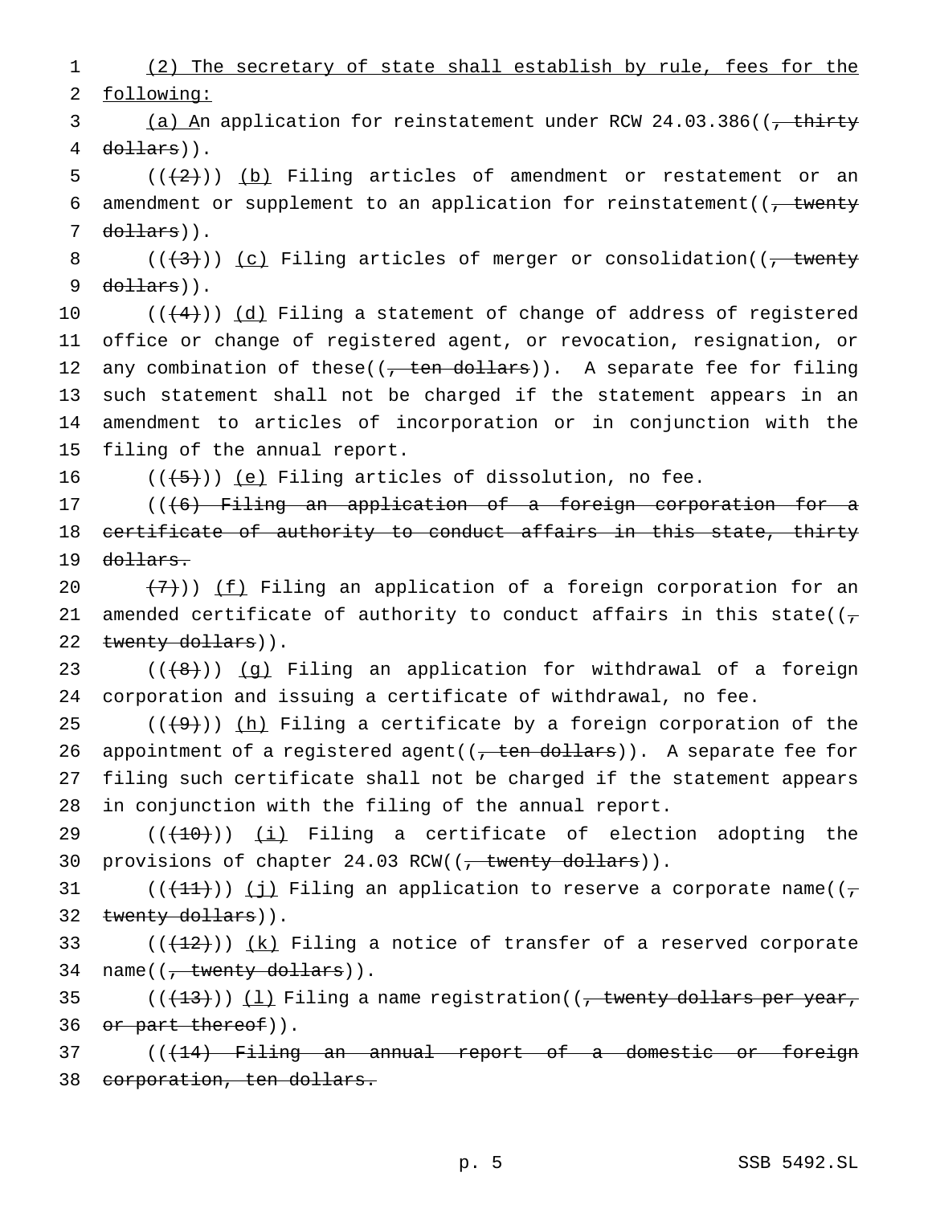(2) The secretary of state shall establish by rule, fees for the following:

(a) An application for reinstatement under RCW 24.03.386((, thirty dollars)).

(((2))) (b) Filing articles of amendment or restatement or an amendment or supplement to an application for reinstatement((, twenty dollars)).

(((3))) (c) Filing articles of merger or consolidation((, twenty dollars)).

(((4))) (d) Filing a statement of change of address of registered office or change of registered agent, or revocation, resignation, or any combination of these((, ten dollars)). A separate fee for filing such statement shall not be charged if the statement appears in an amendment to articles of incorporation or in conjunction with the filing of the annual report.

(((5))) (e) Filing articles of dissolution, no fee.

(((6) Filing an application of a foreign corporation for a certificate of authority to conduct affairs in this state, thirty dollars.

(7))) (f) Filing an application of a foreign corporation for an amended certificate of authority to conduct affairs in this state((, twenty dollars)).

(((8))) (g) Filing an application for withdrawal of a foreign corporation and issuing a certificate of withdrawal, no fee.

(((9))) (h) Filing a certificate by a foreign corporation of the appointment of a registered agent((, ten dollars)). A separate fee for filing such certificate shall not be charged if the statement appears in conjunction with the filing of the annual report.

(((10))) (i) Filing a certificate of election adopting the provisions of chapter 24.03 RCW((, twenty dollars)).

(((11))) (j) Filing an application to reserve a corporate name((, twenty dollars)).

(((12))) (k) Filing a notice of transfer of a reserved corporate name((, twenty dollars)).

(((13))) (l) Filing a name registration((, twenty dollars per year, or part thereof)).

(((14) Filing an annual report of a domestic or foreign corporation, ten dollars.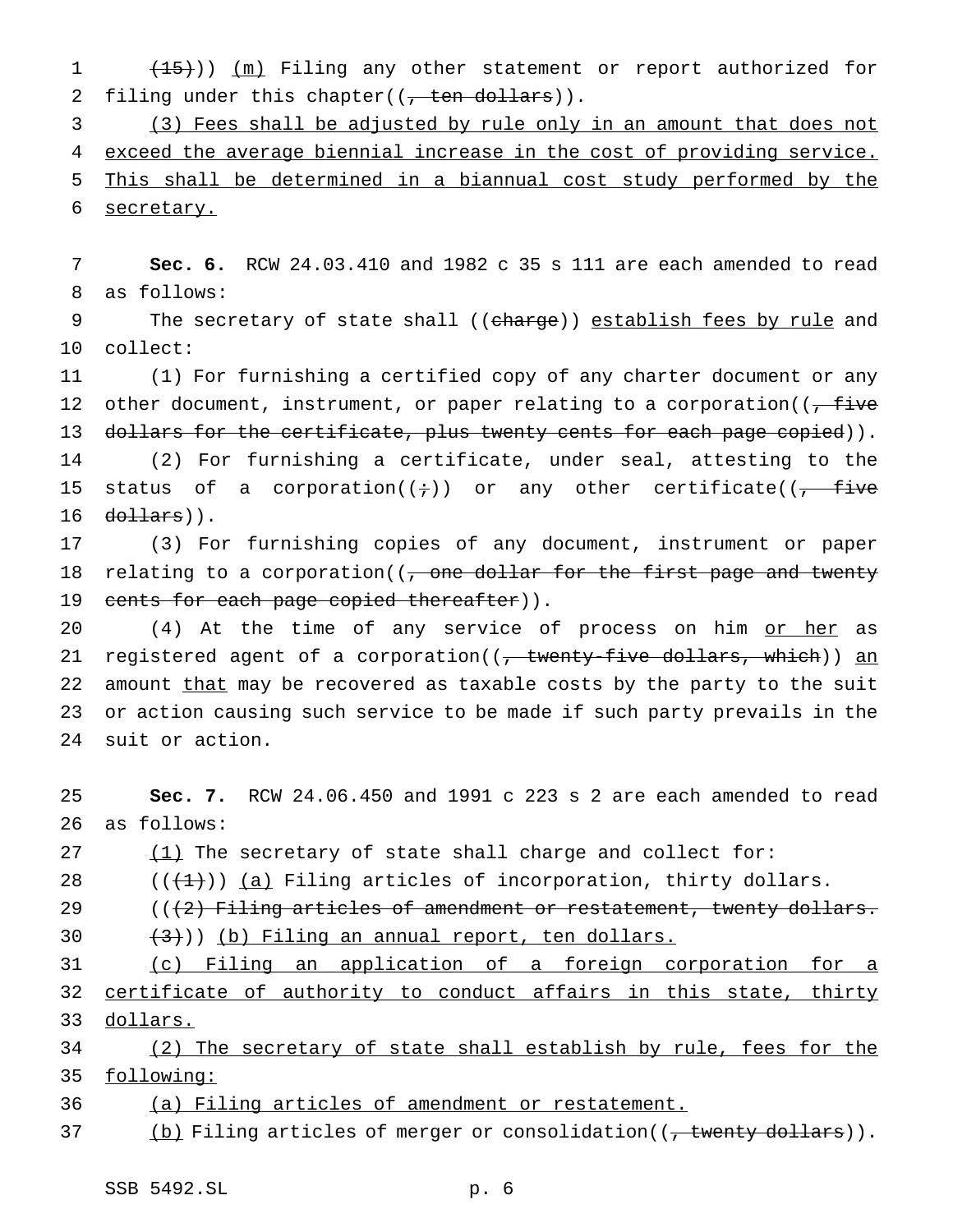((~~(15)~~)) (m) Filing any other statement or report authorized for filing under this chapter((~~, ten dollars~~)).

(3) Fees shall be adjusted by rule only in an amount that does not exceed the average biennial increase in the cost of providing service. This shall be determined in a biannual cost study performed by the secretary.

**Sec. 6.** RCW 24.03.410 and 1982 c 35 s 111 are each amended to read as follows:

The secretary of state shall ((~~charge~~)) establish fees by rule and collect:

(1) For furnishing a certified copy of any charter document or any other document, instrument, or paper relating to a corporation((~~, five dollars for the certificate, plus twenty cents for each page copied~~)).

(2) For furnishing a certificate, under seal, attesting to the status of a corporation((~~;~~)) or any other certificate((~~, five dollars~~)).

(3) For furnishing copies of any document, instrument or paper relating to a corporation((~~, one dollar for the first page and twenty cents for each page copied thereafter~~)).

(4) At the time of any service of process on him or her as registered agent of a corporation((~~, twenty-five dollars, which~~)) an amount that may be recovered as taxable costs by the party to the suit or action causing such service to be made if such party prevails in the suit or action.

**Sec. 7.** RCW 24.06.450 and 1991 c 223 s 2 are each amended to read as follows:

(1) The secretary of state shall charge and collect for:

((~~(1)~~)) (a) Filing articles of incorporation, thirty dollars.

((~~(2) Filing articles of amendment or restatement, twenty dollars.~~

~~(3)~~)) (b) Filing an annual report, ten dollars.

(c) Filing an application of a foreign corporation for a certificate of authority to conduct affairs in this state, thirty dollars.

(2) The secretary of state shall establish by rule, fees for the following:

(a) Filing articles of amendment or restatement.

(b) Filing articles of merger or consolidation((~~, twenty dollars~~)).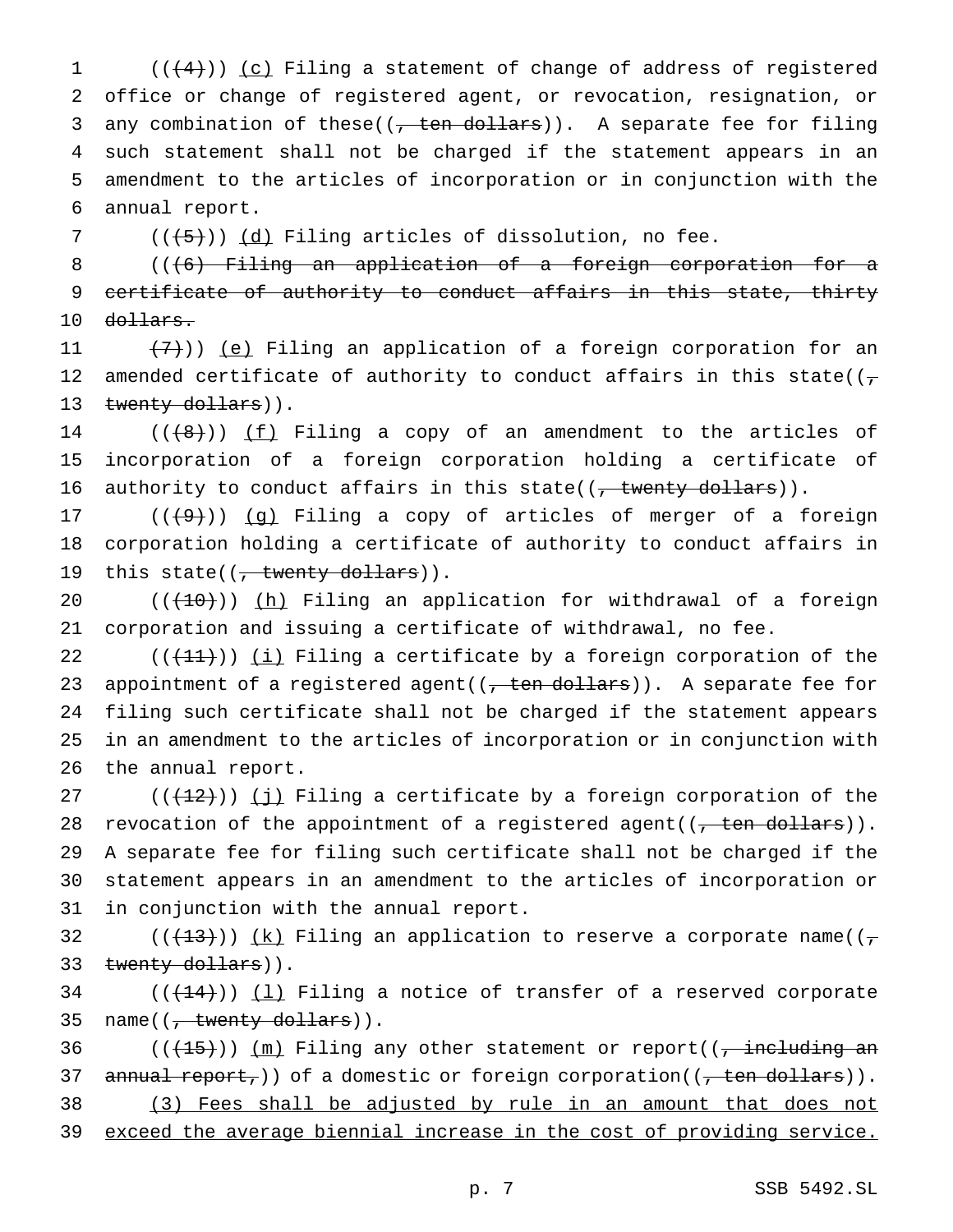(((4))) (c) Filing a statement of change of address of registered office or change of registered agent, or revocation, resignation, or any combination of these((, ten dollars)). A separate fee for filing such statement shall not be charged if the statement appears in an amendment to the articles of incorporation or in conjunction with the annual report.

(((5))) (d) Filing articles of dissolution, no fee.

(((6) Filing an application of a foreign corporation for a certificate of authority to conduct affairs in this state, thirty dollars.

(7))) (e) Filing an application of a foreign corporation for an amended certificate of authority to conduct affairs in this state((, twenty dollars)).

(((8))) (f) Filing a copy of an amendment to the articles of incorporation of a foreign corporation holding a certificate of authority to conduct affairs in this state((, twenty dollars)).

(((9))) (g) Filing a copy of articles of merger of a foreign corporation holding a certificate of authority to conduct affairs in this state((, twenty dollars)).

(((10))) (h) Filing an application for withdrawal of a foreign corporation and issuing a certificate of withdrawal, no fee.

(((11))) (i) Filing a certificate by a foreign corporation of the appointment of a registered agent((, ten dollars)). A separate fee for filing such certificate shall not be charged if the statement appears in an amendment to the articles of incorporation or in conjunction with the annual report.

(((12))) (j) Filing a certificate by a foreign corporation of the revocation of the appointment of a registered agent((, ten dollars)). A separate fee for filing such certificate shall not be charged if the statement appears in an amendment to the articles of incorporation or in conjunction with the annual report.

(((13))) (k) Filing an application to reserve a corporate name((, twenty dollars)).

(((14))) (l) Filing a notice of transfer of a reserved corporate name((, twenty dollars)).

(((15))) (m) Filing any other statement or report((, including an annual report,)) of a domestic or foreign corporation((, ten dollars)).

(3) Fees shall be adjusted by rule in an amount that does not exceed the average biennial increase in the cost of providing service.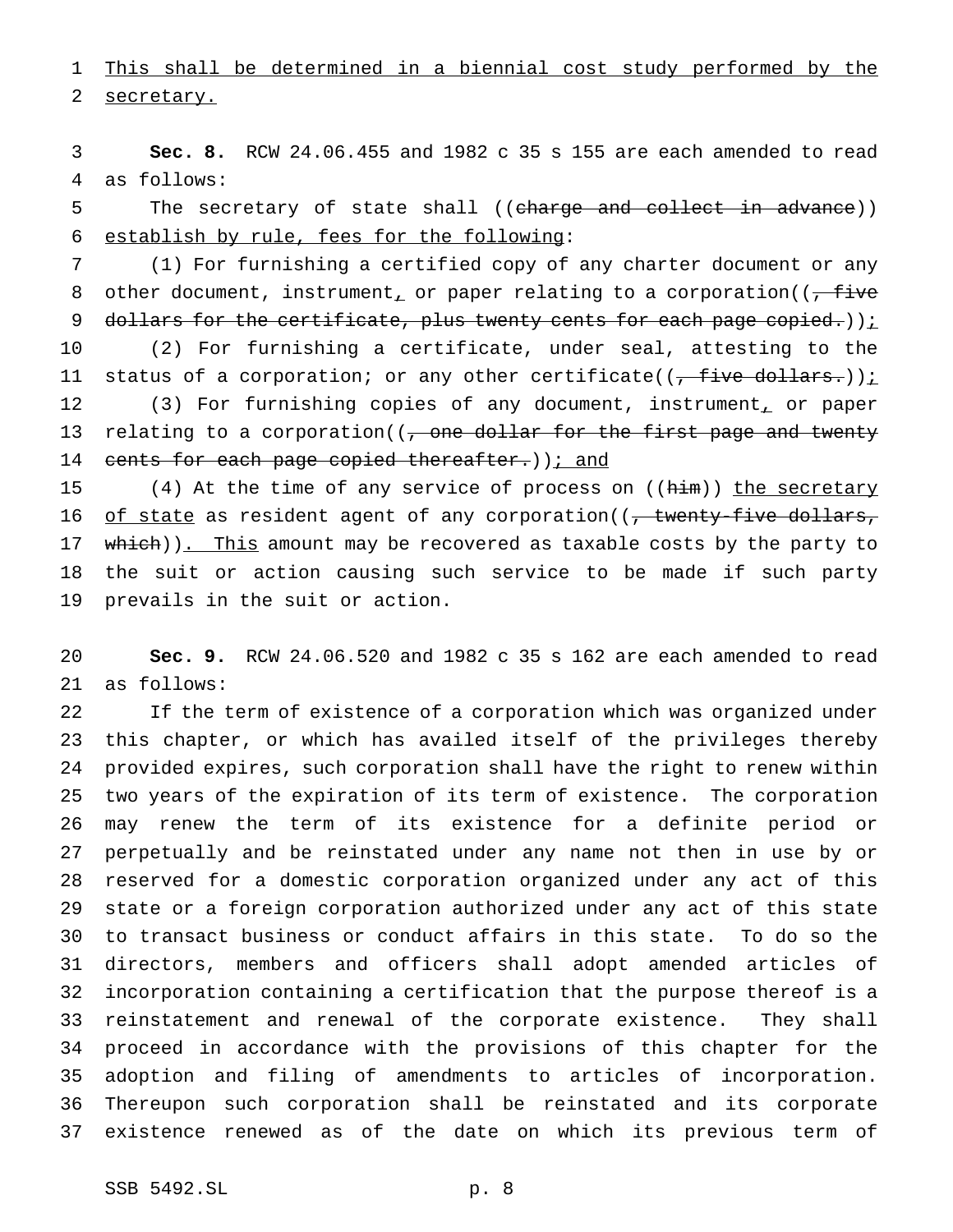This shall be determined in a biennial cost study performed by the secretary.

**Sec. 8.** RCW 24.06.455 and 1982 c 35 s 155 are each amended to read as follows:

The secretary of state shall ((~~charge and collect in advance~~)) establish by rule, fees for the following:

(1) For furnishing a certified copy of any charter document or any other document, instrument, or paper relating to a corporation((~~, five dollars for the certificate, plus twenty cents for each page copied.~~));

(2) For furnishing a certificate, under seal, attesting to the status of a corporation; or any other certificate((~~, five dollars.~~));

(3) For furnishing copies of any document, instrument, or paper relating to a corporation((~~, one dollar for the first page and twenty cents for each page copied thereafter.~~)); and

(4) At the time of any service of process on ((~~him~~)) the secretary of state as resident agent of any corporation((~~, twenty-five dollars, which~~)). This amount may be recovered as taxable costs by the party to the suit or action causing such service to be made if such party prevails in the suit or action.

**Sec. 9.** RCW 24.06.520 and 1982 c 35 s 162 are each amended to read as follows:

If the term of existence of a corporation which was organized under this chapter, or which has availed itself of the privileges thereby provided expires, such corporation shall have the right to renew within two years of the expiration of its term of existence. The corporation may renew the term of its existence for a definite period or perpetually and be reinstated under any name not then in use by or reserved for a domestic corporation organized under any act of this state or a foreign corporation authorized under any act of this state to transact business or conduct affairs in this state. To do so the directors, members and officers shall adopt amended articles of incorporation containing a certification that the purpose thereof is a reinstatement and renewal of the corporate existence. They shall proceed in accordance with the provisions of this chapter for the adoption and filing of amendments to articles of incorporation. Thereupon such corporation shall be reinstated and its corporate existence renewed as of the date on which its previous term of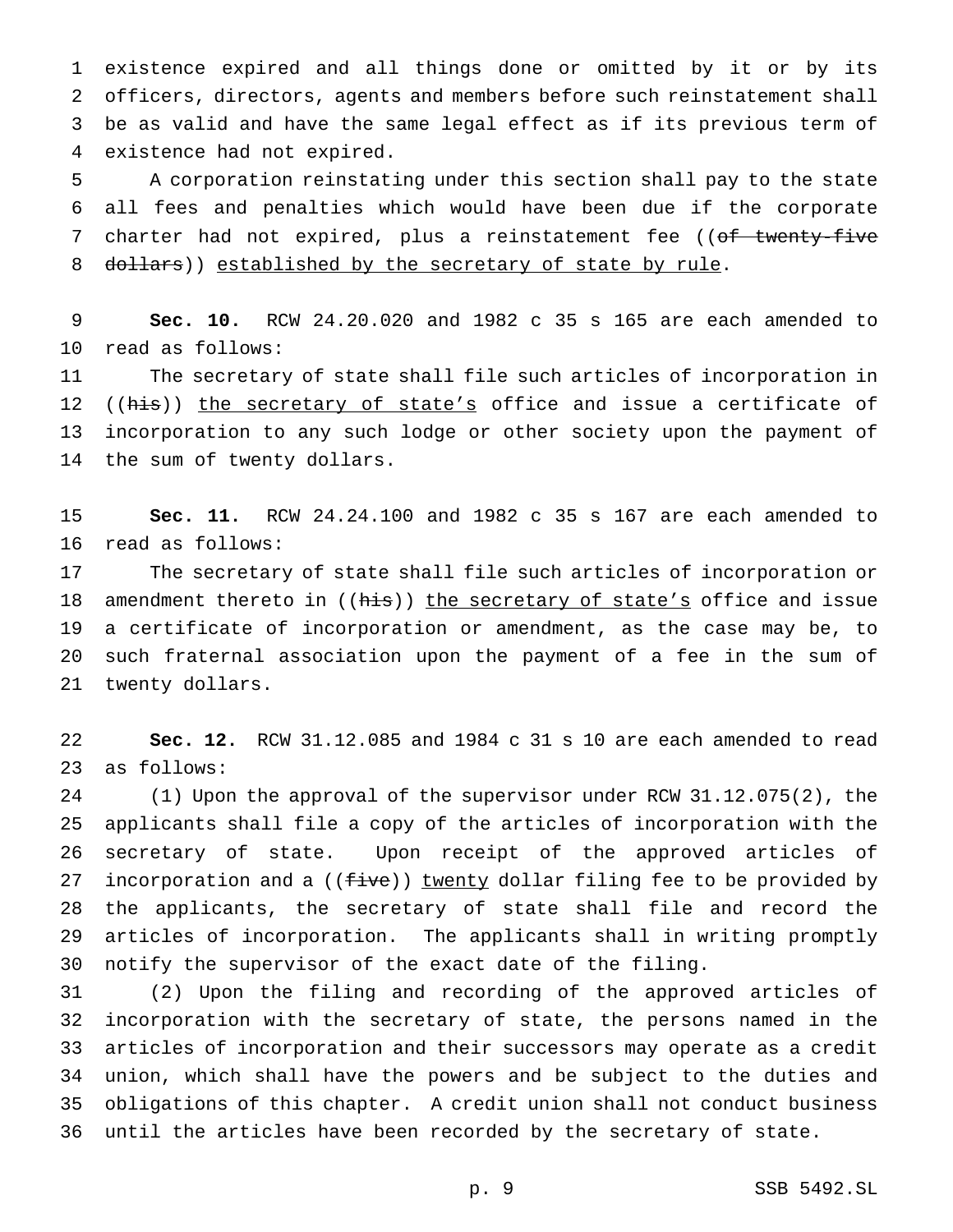existence expired and all things done or omitted by it or by its officers, directors, agents and members before such reinstatement shall be as valid and have the same legal effect as if its previous term of existence had not expired.

A corporation reinstating under this section shall pay to the state all fees and penalties which would have been due if the corporate charter had not expired, plus a reinstatement fee ((~~of twenty-five dollars~~)) established by the secretary of state by rule.

**Sec. 10.** RCW 24.20.020 and 1982 c 35 s 165 are each amended to read as follows:

The secretary of state shall file such articles of incorporation in ((~~his~~)) the secretary of state's office and issue a certificate of incorporation to any such lodge or other society upon the payment of the sum of twenty dollars.

**Sec. 11.** RCW 24.24.100 and 1982 c 35 s 167 are each amended to read as follows:

The secretary of state shall file such articles of incorporation or amendment thereto in ((~~his~~)) the secretary of state's office and issue a certificate of incorporation or amendment, as the case may be, to such fraternal association upon the payment of a fee in the sum of twenty dollars.

**Sec. 12.** RCW 31.12.085 and 1984 c 31 s 10 are each amended to read as follows:

(1) Upon the approval of the supervisor under RCW 31.12.075(2), the applicants shall file a copy of the articles of incorporation with the secretary of state. Upon receipt of the approved articles of incorporation and a ((~~five~~)) twenty dollar filing fee to be provided by the applicants, the secretary of state shall file and record the articles of incorporation. The applicants shall in writing promptly notify the supervisor of the exact date of the filing.

(2) Upon the filing and recording of the approved articles of incorporation with the secretary of state, the persons named in the articles of incorporation and their successors may operate as a credit union, which shall have the powers and be subject to the duties and obligations of this chapter. A credit union shall not conduct business until the articles have been recorded by the secretary of state.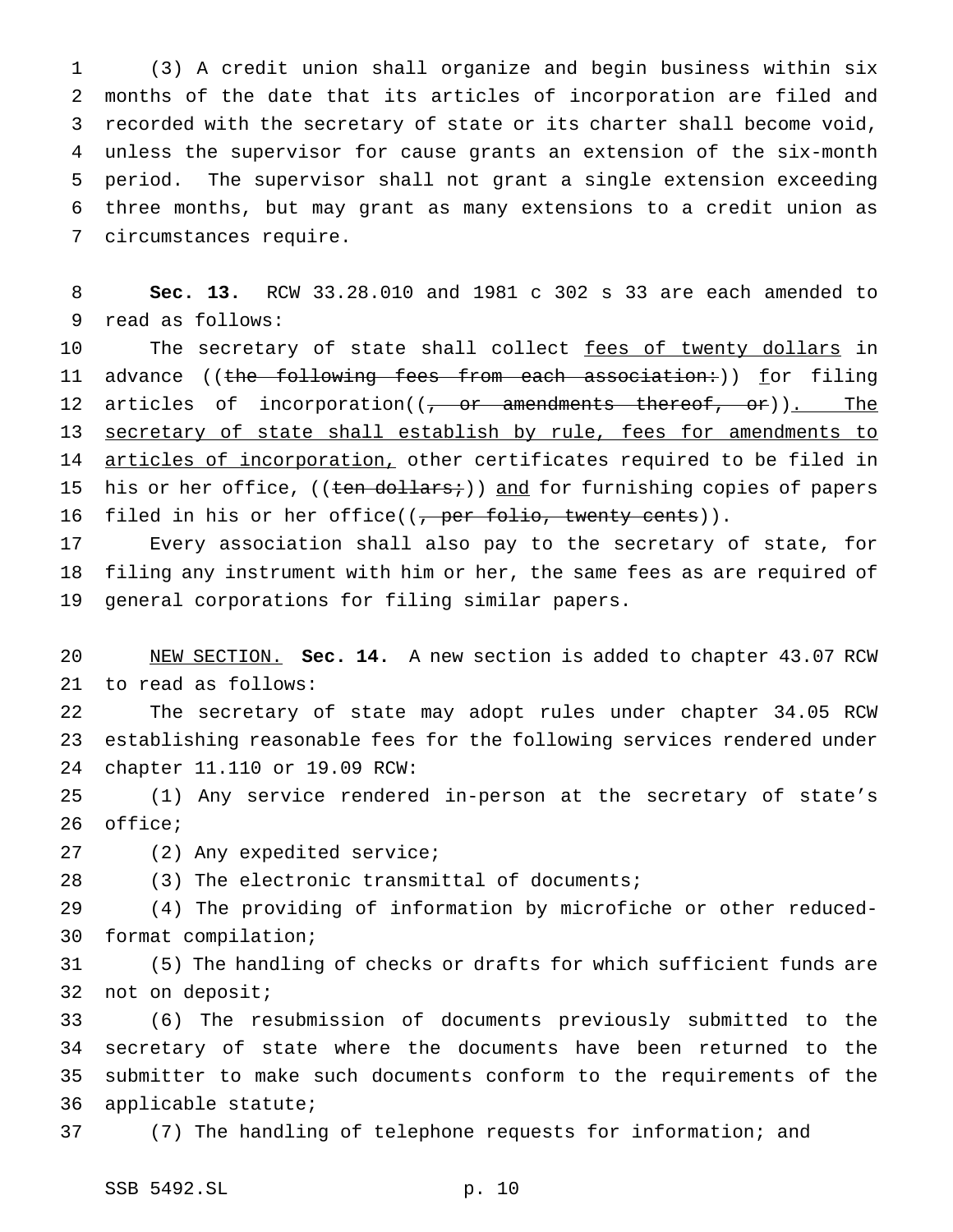(3) A credit union shall organize and begin business within six months of the date that its articles of incorporation are filed and recorded with the secretary of state or its charter shall become void, unless the supervisor for cause grants an extension of the six-month period. The supervisor shall not grant a single extension exceeding three months, but may grant as many extensions to a credit union as circumstances require.

**Sec. 13.** RCW 33.28.010 and 1981 c 302 s 33 are each amended to read as follows:

The secretary of state shall collect fees of twenty dollars in advance ((~~the following fees from each association:~~)) for filing articles of incorporation((~~, or amendments thereof, or~~)). The secretary of state shall establish by rule, fees for amendments to articles of incorporation, other certificates required to be filed in his or her office, ((~~ten dollars;~~)) and for furnishing copies of papers filed in his or her office((~~, per folio, twenty cents~~)).

Every association shall also pay to the secretary of state, for filing any instrument with him or her, the same fees as are required of general corporations for filing similar papers.

NEW SECTION. **Sec. 14.** A new section is added to chapter 43.07 RCW to read as follows:

The secretary of state may adopt rules under chapter 34.05 RCW establishing reasonable fees for the following services rendered under chapter 11.110 or 19.09 RCW:

(1) Any service rendered in-person at the secretary of state's office;

(2) Any expedited service;

(3) The electronic transmittal of documents;

(4) The providing of information by microfiche or other reduced-format compilation;

(5) The handling of checks or drafts for which sufficient funds are not on deposit;

(6) The resubmission of documents previously submitted to the secretary of state where the documents have been returned to the submitter to make such documents conform to the requirements of the applicable statute;

(7) The handling of telephone requests for information; and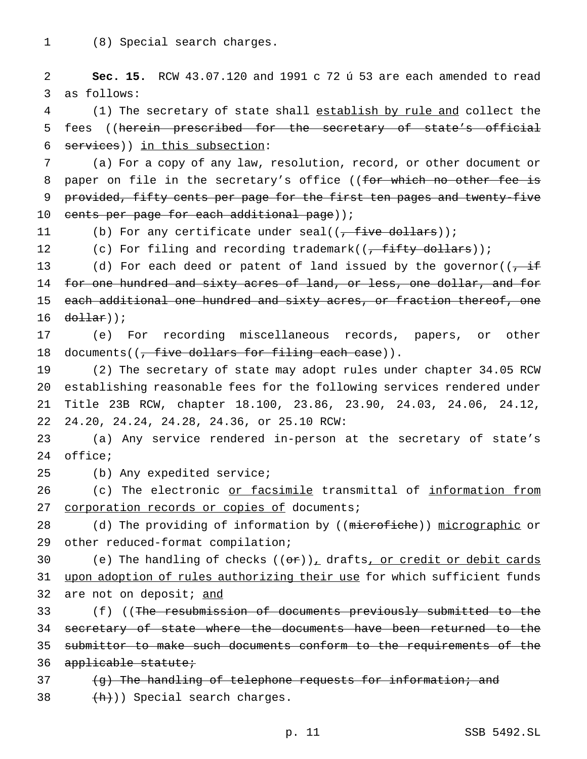(8) Special search charges.

**Sec. 15.** RCW 43.07.120 and 1991 c 72 ú 53 are each amended to read as follows:

(1) The secretary of state shall establish by rule and collect the fees ((herein prescribed for the secretary of state's official services)) in this subsection:

(a) For a copy of any law, resolution, record, or other document or paper on file in the secretary's office ((for which no other fee is provided, fifty cents per page for the first ten pages and twenty-five cents per page for each additional page));

(b) For any certificate under seal((, five dollars));

(c) For filing and recording trademark((, fifty dollars));

(d) For each deed or patent of land issued by the governor((, if for one hundred and sixty acres of land, or less, one dollar, and for each additional one hundred and sixty acres, or fraction thereof, one dollar));

(e) For recording miscellaneous records, papers, or other documents((, five dollars for filing each case)).

(2) The secretary of state may adopt rules under chapter 34.05 RCW establishing reasonable fees for the following services rendered under Title 23B RCW, chapter 18.100, 23.86, 23.90, 24.03, 24.06, 24.12, 24.20, 24.24, 24.28, 24.36, or 25.10 RCW:

(a) Any service rendered in-person at the secretary of state's office;

(b) Any expedited service;

(c) The electronic or facsimile transmittal of information from corporation records or copies of documents;

(d) The providing of information by ((microfiche)) micrographic or other reduced-format compilation;

(e) The handling of checks ((or)), drafts, or credit or debit cards upon adoption of rules authorizing their use for which sufficient funds are not on deposit; and

(f) ((The resubmission of documents previously submitted to the secretary of state where the documents have been returned to the submittor to make such documents conform to the requirements of the applicable statute;

(g) The handling of telephone requests for information; and

(h))) Special search charges.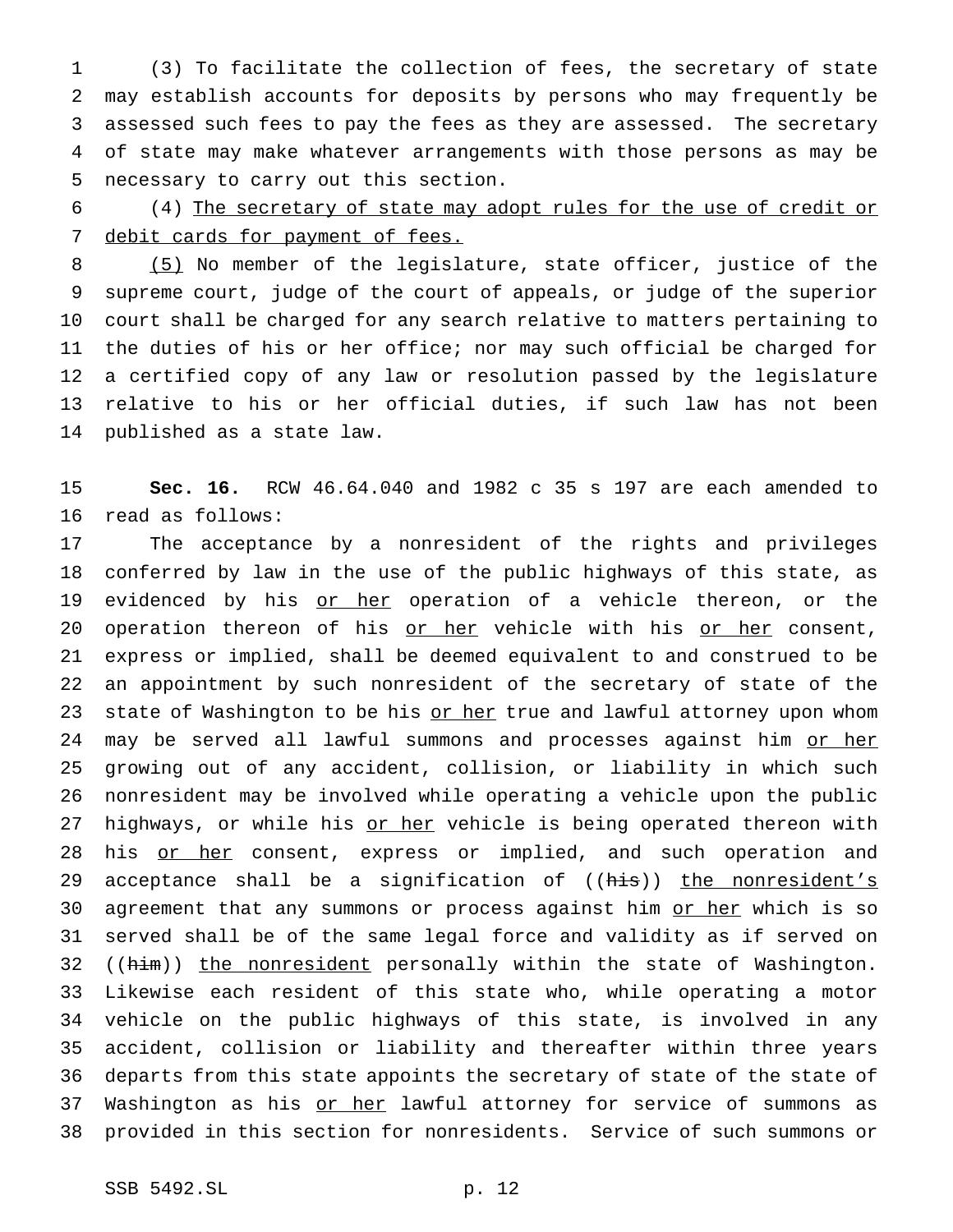(3) To facilitate the collection of fees, the secretary of state may establish accounts for deposits by persons who may frequently be assessed such fees to pay the fees as they are assessed. The secretary of state may make whatever arrangements with those persons as may be necessary to carry out this section.

(4) The secretary of state may adopt rules for the use of credit or debit cards for payment of fees.

(5) No member of the legislature, state officer, justice of the supreme court, judge of the court of appeals, or judge of the superior court shall be charged for any search relative to matters pertaining to the duties of his or her office; nor may such official be charged for a certified copy of any law or resolution passed by the legislature relative to his or her official duties, if such law has not been published as a state law.

**Sec. 16.** RCW 46.64.040 and 1982 c 35 s 197 are each amended to read as follows:

The acceptance by a nonresident of the rights and privileges conferred by law in the use of the public highways of this state, as evidenced by his or her operation of a vehicle thereon, or the operation thereon of his or her vehicle with his or her consent, express or implied, shall be deemed equivalent to and construed to be an appointment by such nonresident of the secretary of state of the state of Washington to be his or her true and lawful attorney upon whom may be served all lawful summons and processes against him or her growing out of any accident, collision, or liability in which such nonresident may be involved while operating a vehicle upon the public highways, or while his or her vehicle is being operated thereon with his or her consent, express or implied, and such operation and acceptance shall be a signification of ((his)) the nonresident's agreement that any summons or process against him or her which is so served shall be of the same legal force and validity as if served on ((him)) the nonresident personally within the state of Washington. Likewise each resident of this state who, while operating a motor vehicle on the public highways of this state, is involved in any accident, collision or liability and thereafter within three years departs from this state appoints the secretary of state of the state of Washington as his or her lawful attorney for service of summons as provided in this section for nonresidents. Service of such summons or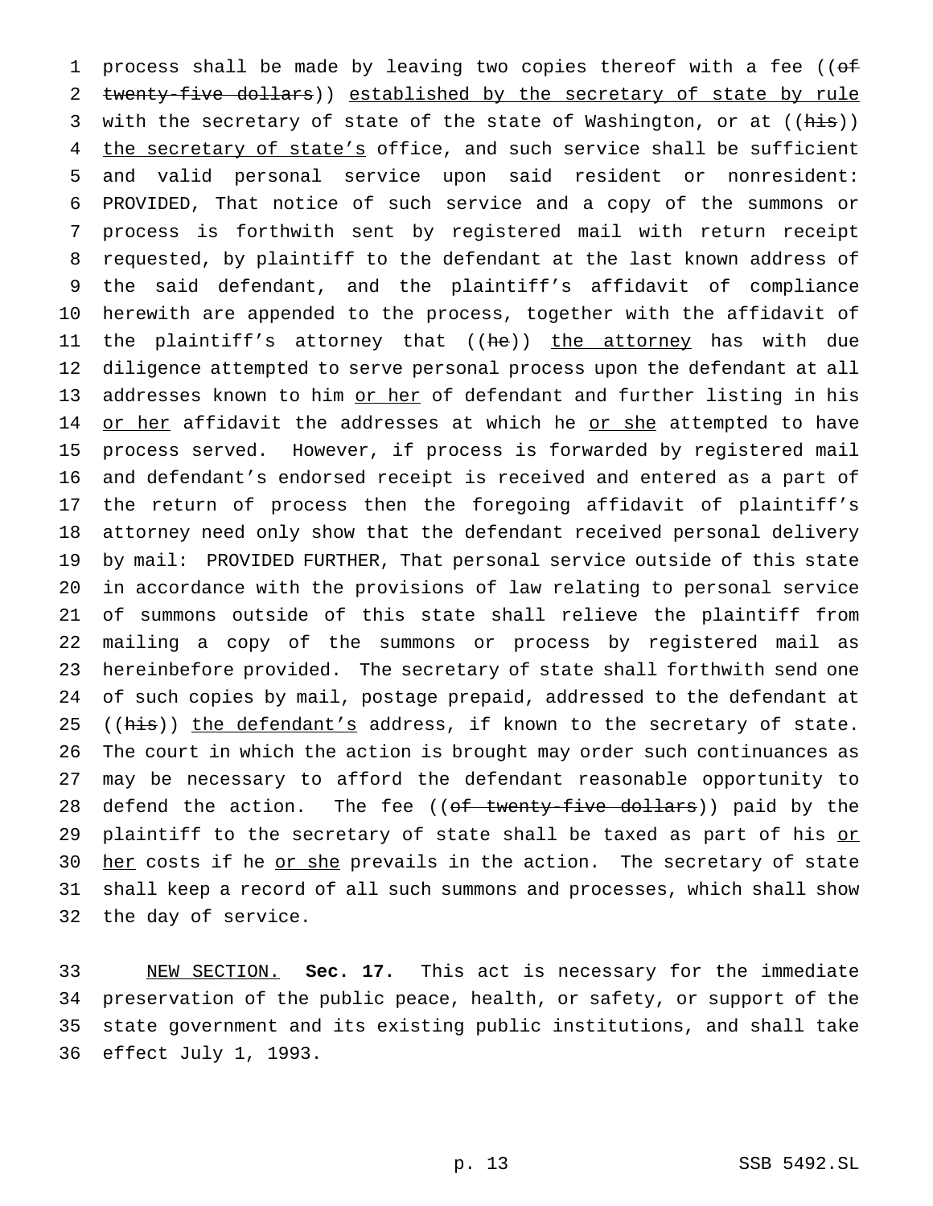process shall be made by leaving two copies thereof with a fee ((~~of twenty-five dollars~~)) <u>established by the secretary of state by rule</u> with the secretary of state of the state of Washington, or at ((~~his~~)) <u>the secretary of state's</u> office, and such service shall be sufficient and valid personal service upon said resident or nonresident: PROVIDED, That notice of such service and a copy of the summons or process is forthwith sent by registered mail with return receipt requested, by plaintiff to the defendant at the last known address of the said defendant, and the plaintiff's affidavit of compliance herewith are appended to the process, together with the affidavit of the plaintiff's attorney that ((~~he~~)) <u>the attorney</u> has with due diligence attempted to serve personal process upon the defendant at all addresses known to him <u>or her</u> of defendant and further listing in his <u>or her</u> affidavit the addresses at which he <u>or she</u> attempted to have process served. However, if process is forwarded by registered mail and defendant's endorsed receipt is received and entered as a part of the return of process then the foregoing affidavit of plaintiff's attorney need only show that the defendant received personal delivery by mail: PROVIDED FURTHER, That personal service outside of this state in accordance with the provisions of law relating to personal service of summons outside of this state shall relieve the plaintiff from mailing a copy of the summons or process by registered mail as hereinbefore provided. The secretary of state shall forthwith send one of such copies by mail, postage prepaid, addressed to the defendant at ((~~his~~)) <u>the defendant's</u> address, if known to the secretary of state. The court in which the action is brought may order such continuances as may be necessary to afford the defendant reasonable opportunity to defend the action. The fee ((~~of twenty-five dollars~~)) paid by the plaintiff to the secretary of state shall be taxed as part of his <u>or her</u> costs if he <u>or she</u> prevails in the action. The secretary of state shall keep a record of all such summons and processes, which shall show the day of service.

<u>NEW SECTION.</u> **Sec. 17.** This act is necessary for the immediate preservation of the public peace, health, or safety, or support of the state government and its existing public institutions, and shall take effect July 1, 1993.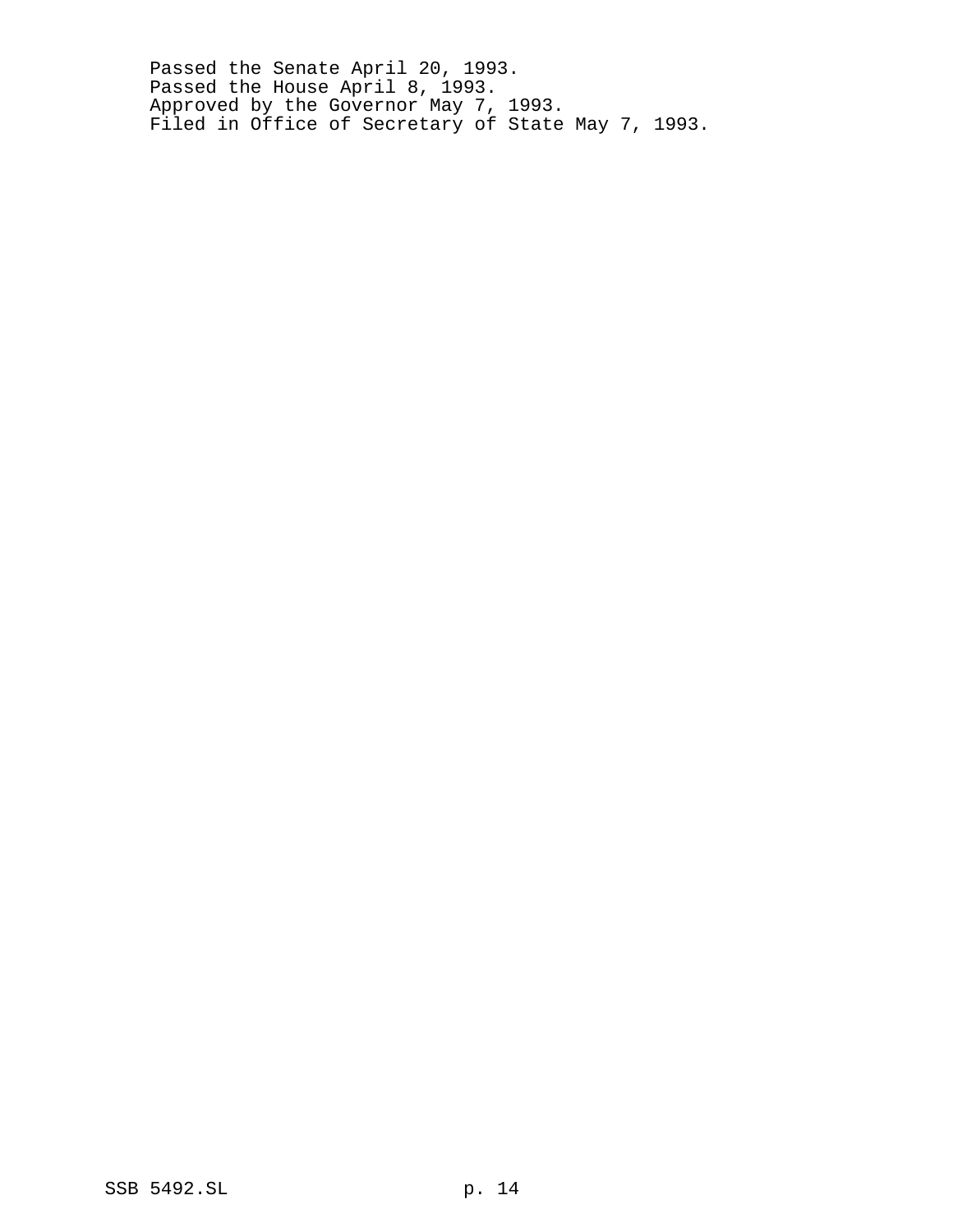Passed the Senate April 20, 1993.
Passed the House April 8, 1993.
Approved by the Governor May 7, 1993.
Filed in Office of Secretary of State May 7, 1993.